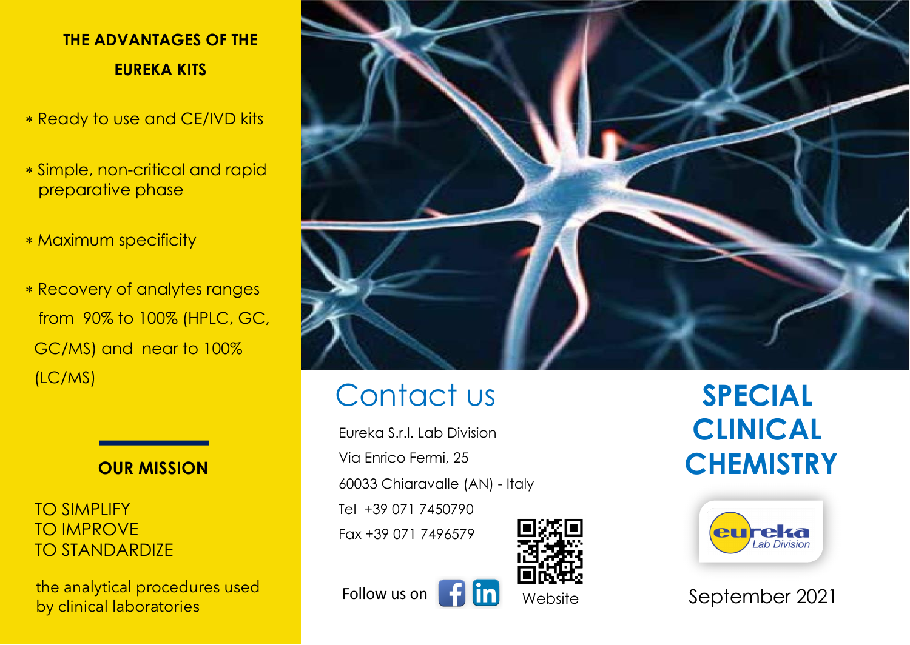## THE ADVANTAGES OF THE EUREKA KITS

- Ready to use and CE/IVD kits
- Simple, non-critical and rapid preparative phase
- Maximum specificity
- Recovery of analytes ranges from 90% to 100% (HPLC, GC, GC/MS) and near to 100% (LC/MS)

## OUR MISSION

TO SIMPLIFY
TO IMPROVE
TO STANDARDIZE

the analytical procedures used by clinical laboratories

# Contact us

Eureka S.r.l. Lab Division
Via Enrico Fermi, 25
60033 Chiaravalle (AN) - Italy
Tel +39 071 7450790
Fax +39 071 7496579

Follow us on

Website

# SPECIAL CLINICAL CHEMISTRY

eureka Lab Division

September 2021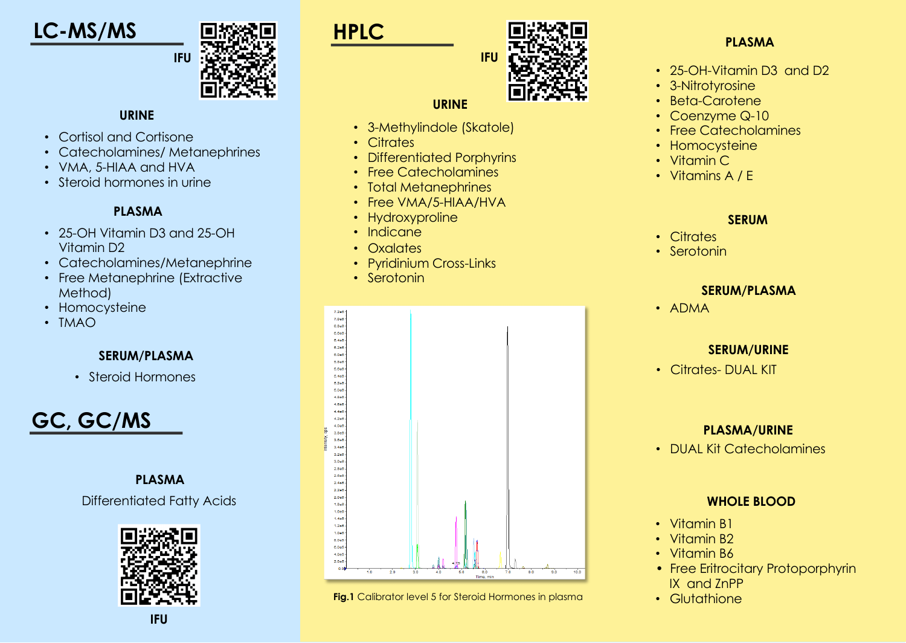## LC-MS/MS

IFU

### URINE

- Cortisol and Cortisone
- Catecholamines/ Metanephrines
- VMA, 5-HIAA and HVA
- Steroid hormones in urine

### PLASMA

- 25-OH Vitamin D3 and 25-OH Vitamin D2
- Catecholamines/Metanephrine
- Free Metanephrine (Extractive Method)
- Homocysteine
- TMAO

### SERUM/PLASMA

- Steroid Hormones

## GC, GC/MS

### PLASMA

Differentiated Fatty Acids

IFU

## HPLC

IFU

### URINE

- 3-Methylindole (Skatole)
- Citrates
- Differentiated Porphyrins
- Free Catecholamines
- Total Metanephrines
- Free VMA/5-HIAA/HVA
- Hydroxyproline
- Indicane
- Oxalates
- Pyridinium Cross-Links
- Serotonin

**Fig.1** Calibrator level 5 for Steroid Hormones in plasma

### PLASMA

- 25-OH-Vitamin D3 and D2
- 3-Nitrotyrosine
- Beta-Carotene
- Coenzyme Q-10
- Free Catecholamines
- Homocysteine
- Vitamin C
- Vitamins A / E

### SERUM

- Citrates
- Serotonin

### SERUM/PLASMA

- ADMA

### SERUM/URINE

- Citrates- DUAL KIT

### PLASMA/URINE

- DUAL Kit Catecholamines

### WHOLE BLOOD

- Vitamin B1
- Vitamin B2
- Vitamin B6
- Free Eritrocitary Protoporphyrin IX and ZnPP
- Glutathione